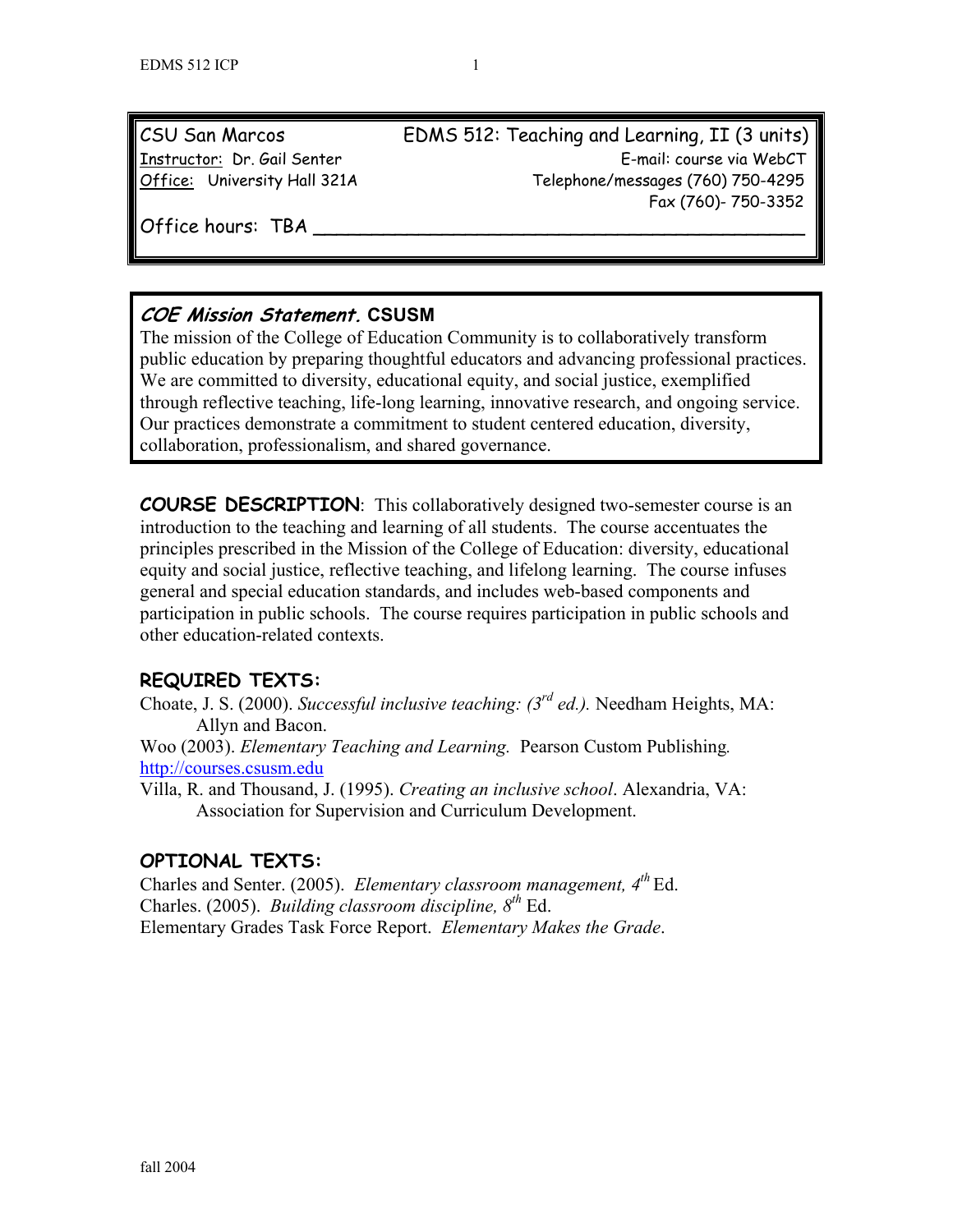CSU San Marcos — EDMS 512: Teaching and Learning, II (3 units)

Instructor: Dr. Gail Senter — E-mail: course via WebCT

Office: University Hall 321A — Telephone/messages (760) 750-4295

Fax (760)- 750-3352

Office hours: TBA ____________________________________________

## *COE Mission Statement.* CSUSM

The mission of the College of Education Community is to collaboratively transform public education by preparing thoughtful educators and advancing professional practices. We are committed to diversity, educational equity, and social justice, exemplified through reflective teaching, life-long learning, innovative research, and ongoing service. Our practices demonstrate a commitment to student centered education, diversity, collaboration, professionalism, and shared governance.

**COURSE DESCRIPTION**: This collaboratively designed two-semester course is an introduction to the teaching and learning of all students. The course accentuates the principles prescribed in the Mission of the College of Education: diversity, educational equity and social justice, reflective teaching, and lifelong learning. The course infuses general and special education standards, and includes web-based components and participation in public schools. The course requires participation in public schools and other education-related contexts.

## REQUIRED TEXTS:

Choate, J. S. (2000). *Successful inclusive teaching: (3rd ed.).* Needham Heights, MA: Allyn and Bacon.

Woo (2003). *Elementary Teaching and Learning.* Pearson Custom Publishing. http://courses.csusm.edu

Villa, R. and Thousand, J. (1995). *Creating an inclusive school*. Alexandria, VA: Association for Supervision and Curriculum Development.

## OPTIONAL TEXTS:

Charles and Senter. (2005). *Elementary classroom management, 4th* Ed.

Charles. (2005). *Building classroom discipline, 8th* Ed.

Elementary Grades Task Force Report. *Elementary Makes the Grade*.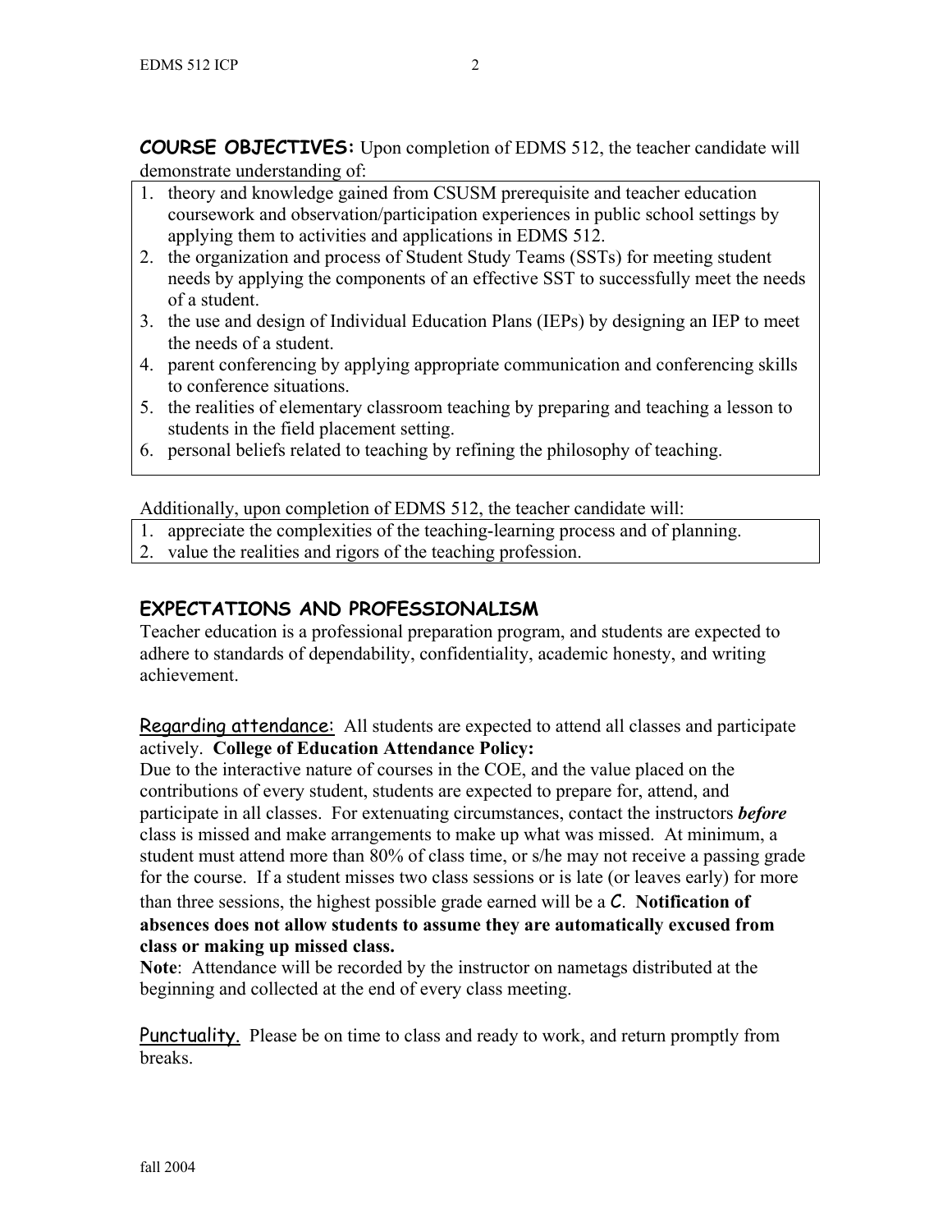**COURSE OBJECTIVES:** Upon completion of EDMS 512, the teacher candidate will demonstrate understanding of:

1. theory and knowledge gained from CSUSM prerequisite and teacher education coursework and observation/participation experiences in public school settings by applying them to activities and applications in EDMS 512.
2. the organization and process of Student Study Teams (SSTs) for meeting student needs by applying the components of an effective SST to successfully meet the needs of a student.
3. the use and design of Individual Education Plans (IEPs) by designing an IEP to meet the needs of a student.
4. parent conferencing by applying appropriate communication and conferencing skills to conference situations.
5. the realities of elementary classroom teaching by preparing and teaching a lesson to students in the field placement setting.
6. personal beliefs related to teaching by refining the philosophy of teaching.

Additionally, upon completion of EDMS 512, the teacher candidate will:

1. appreciate the complexities of the teaching-learning process and of planning.
2. value the realities and rigors of the teaching profession.

## EXPECTATIONS AND PROFESSIONALISM

Teacher education is a professional preparation program, and students are expected to adhere to standards of dependability, confidentiality, academic honesty, and writing achievement.

Regarding attendance: All students are expected to attend all classes and participate actively. **College of Education Attendance Policy:**
Due to the interactive nature of courses in the COE, and the value placed on the contributions of every student, students are expected to prepare for, attend, and participate in all classes. For extenuating circumstances, contact the instructors ***before*** class is missed and make arrangements to make up what was missed. At minimum, a student must attend more than 80% of class time, or s/he may not receive a passing grade for the course. If a student misses two class sessions or is late (or leaves early) for more than three sessions, the highest possible grade earned will be a **C**. **Notification of absences does not allow students to assume they are automatically excused from class or making up missed class.**

**Note**: Attendance will be recorded by the instructor on nametags distributed at the beginning and collected at the end of every class meeting.

Punctuality. Please be on time to class and ready to work, and return promptly from breaks.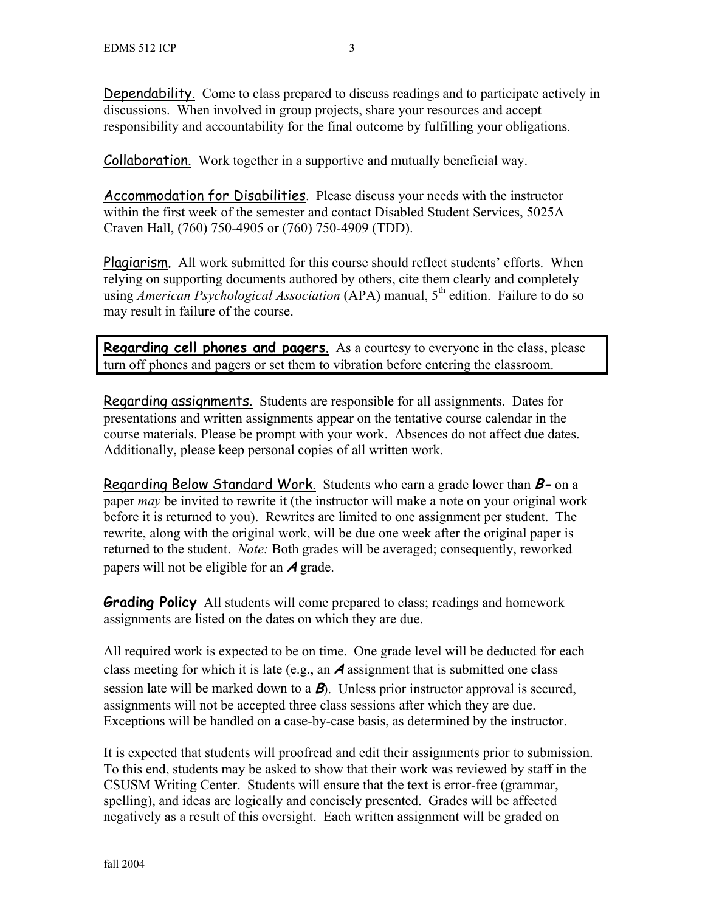**Dependability.** Come to class prepared to discuss readings and to participate actively in discussions. When involved in group projects, share your resources and accept responsibility and accountability for the final outcome by fulfilling your obligations.

**Collaboration.** Work together in a supportive and mutually beneficial way.

**Accommodation for Disabilities**. Please discuss your needs with the instructor within the first week of the semester and contact Disabled Student Services, 5025A Craven Hall, (760) 750-4905 or (760) 750-4909 (TDD).

**Plagiarism**. All work submitted for this course should reflect students' efforts. When relying on supporting documents authored by others, cite them clearly and completely using *American Psychological Association* (APA) manual, 5th edition. Failure to do so may result in failure of the course.

**Regarding cell phones and pagers**. As a courtesy to everyone in the class, please turn off phones and pagers or set them to vibration before entering the classroom.

**Regarding assignments**. Students are responsible for all assignments. Dates for presentations and written assignments appear on the tentative course calendar in the course materials. Please be prompt with your work. Absences do not affect due dates. Additionally, please keep personal copies of all written work.

**Regarding Below Standard Work.** Students who earn a grade lower than ***B-*** on a paper *may* be invited to rewrite it (the instructor will make a note on your original work before it is returned to you). Rewrites are limited to one assignment per student. The rewrite, along with the original work, will be due one week after the original paper is returned to the student. *Note:* Both grades will be averaged; consequently, reworked papers will not be eligible for an ***A*** grade.

**Grading Policy** All students will come prepared to class; readings and homework assignments are listed on the dates on which they are due.

All required work is expected to be on time. One grade level will be deducted for each class meeting for which it is late (e.g., an ***A*** assignment that is submitted one class session late will be marked down to a ***B***). Unless prior instructor approval is secured, assignments will not be accepted three class sessions after which they are due. Exceptions will be handled on a case-by-case basis, as determined by the instructor.

It is expected that students will proofread and edit their assignments prior to submission. To this end, students may be asked to show that their work was reviewed by staff in the CSUSM Writing Center. Students will ensure that the text is error-free (grammar, spelling), and ideas are logically and concisely presented. Grades will be affected negatively as a result of this oversight. Each written assignment will be graded on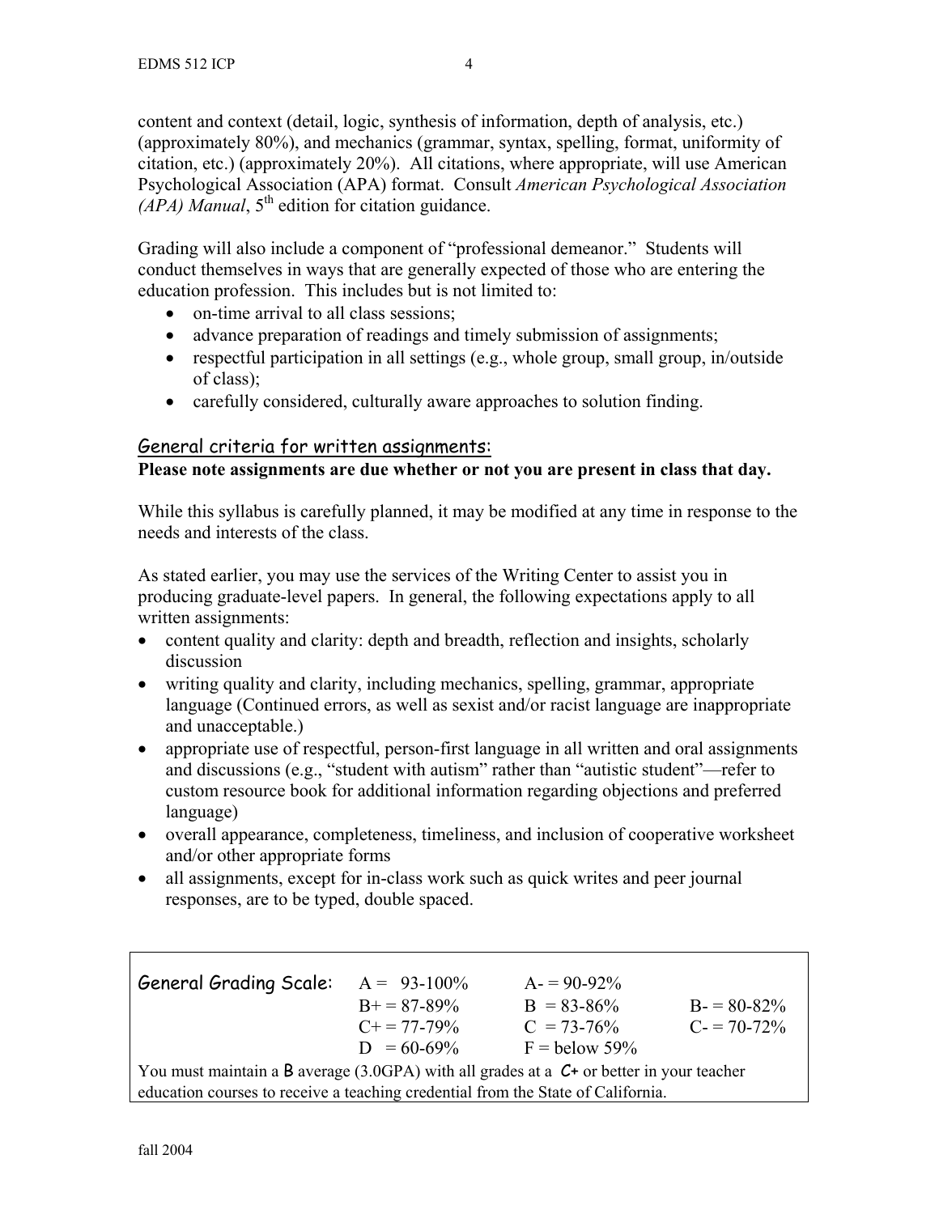content and context (detail, logic, synthesis of information, depth of analysis, etc.) (approximately 80%), and mechanics (grammar, syntax, spelling, format, uniformity of citation, etc.) (approximately 20%). All citations, where appropriate, will use American Psychological Association (APA) format. Consult *American Psychological Association (APA) Manual*, 5th edition for citation guidance.

Grading will also include a component of "professional demeanor." Students will conduct themselves in ways that are generally expected of those who are entering the education profession. This includes but is not limited to:

- on-time arrival to all class sessions;
- advance preparation of readings and timely submission of assignments;
- respectful participation in all settings (e.g., whole group, small group, in/outside of class);
- carefully considered, culturally aware approaches to solution finding.

## General criteria for written assignments:

**Please note assignments are due whether or not you are present in class that day.**

While this syllabus is carefully planned, it may be modified at any time in response to the needs and interests of the class.

As stated earlier, you may use the services of the Writing Center to assist you in producing graduate-level papers. In general, the following expectations apply to all written assignments:

- content quality and clarity: depth and breadth, reflection and insights, scholarly discussion
- writing quality and clarity, including mechanics, spelling, grammar, appropriate language (Continued errors, as well as sexist and/or racist language are inappropriate and unacceptable.)
- appropriate use of respectful, person-first language in all written and oral assignments and discussions (e.g., "student with autism" rather than "autistic student"—refer to custom resource book for additional information regarding objections and preferred language)
- overall appearance, completeness, timeliness, and inclusion of cooperative worksheet and/or other appropriate forms
- all assignments, except for in-class work such as quick writes and peer journal responses, are to be typed, double spaced.

| General Grading Scale: | A = 93-100% | A- = 90-92% | |
|---|---|---|---|
| | B+ = 87-89% | B = 83-86% | B- = 80-82% |
| | C+ = 77-79% | C = 73-76% | C- = 70-72% |
| | D = 60-69% | F = below 59% | |

You must maintain a **B** average (3.0GPA) with all grades at a **C+** or better in your teacher education courses to receive a teaching credential from the State of California.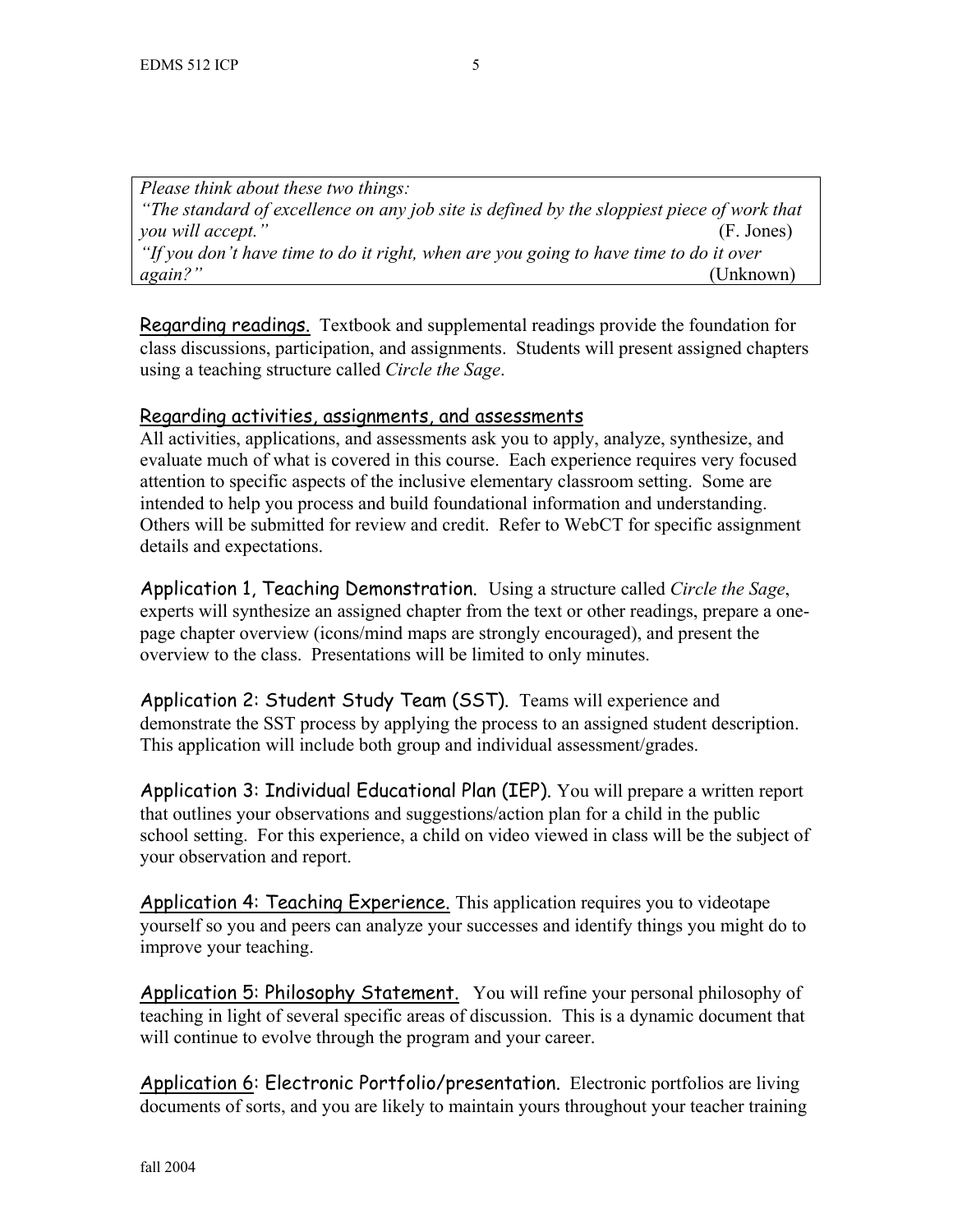*Please think about these two things:*
*"The standard of excellence on any job site is defined by the sloppiest piece of work that you will accept."* (F. Jones)
*"If you don't have time to do it right, when are you going to have time to do it over again?"* (Unknown)

Regarding readings. Textbook and supplemental readings provide the foundation for class discussions, participation, and assignments. Students will present assigned chapters using a teaching structure called *Circle the Sage*.

Regarding activities, assignments, and assessments

All activities, applications, and assessments ask you to apply, analyze, synthesize, and evaluate much of what is covered in this course. Each experience requires very focused attention to specific aspects of the inclusive elementary classroom setting. Some are intended to help you process and build foundational information and understanding. Others will be submitted for review and credit. Refer to WebCT for specific assignment details and expectations.

Application 1, Teaching Demonstration. Using a structure called *Circle the Sage*, experts will synthesize an assigned chapter from the text or other readings, prepare a one-page chapter overview (icons/mind maps are strongly encouraged), and present the overview to the class. Presentations will be limited to only minutes.

Application 2: Student Study Team (SST). Teams will experience and demonstrate the SST process by applying the process to an assigned student description. This application will include both group and individual assessment/grades.

Application 3: Individual Educational Plan (IEP). You will prepare a written report that outlines your observations and suggestions/action plan for a child in the public school setting. For this experience, a child on video viewed in class will be the subject of your observation and report.

Application 4: Teaching Experience. This application requires you to videotape yourself so you and peers can analyze your successes and identify things you might do to improve your teaching.

Application 5: Philosophy Statement. You will refine your personal philosophy of teaching in light of several specific areas of discussion. This is a dynamic document that will continue to evolve through the program and your career.

Application 6: Electronic Portfolio/presentation. Electronic portfolios are living documents of sorts, and you are likely to maintain yours throughout your teacher training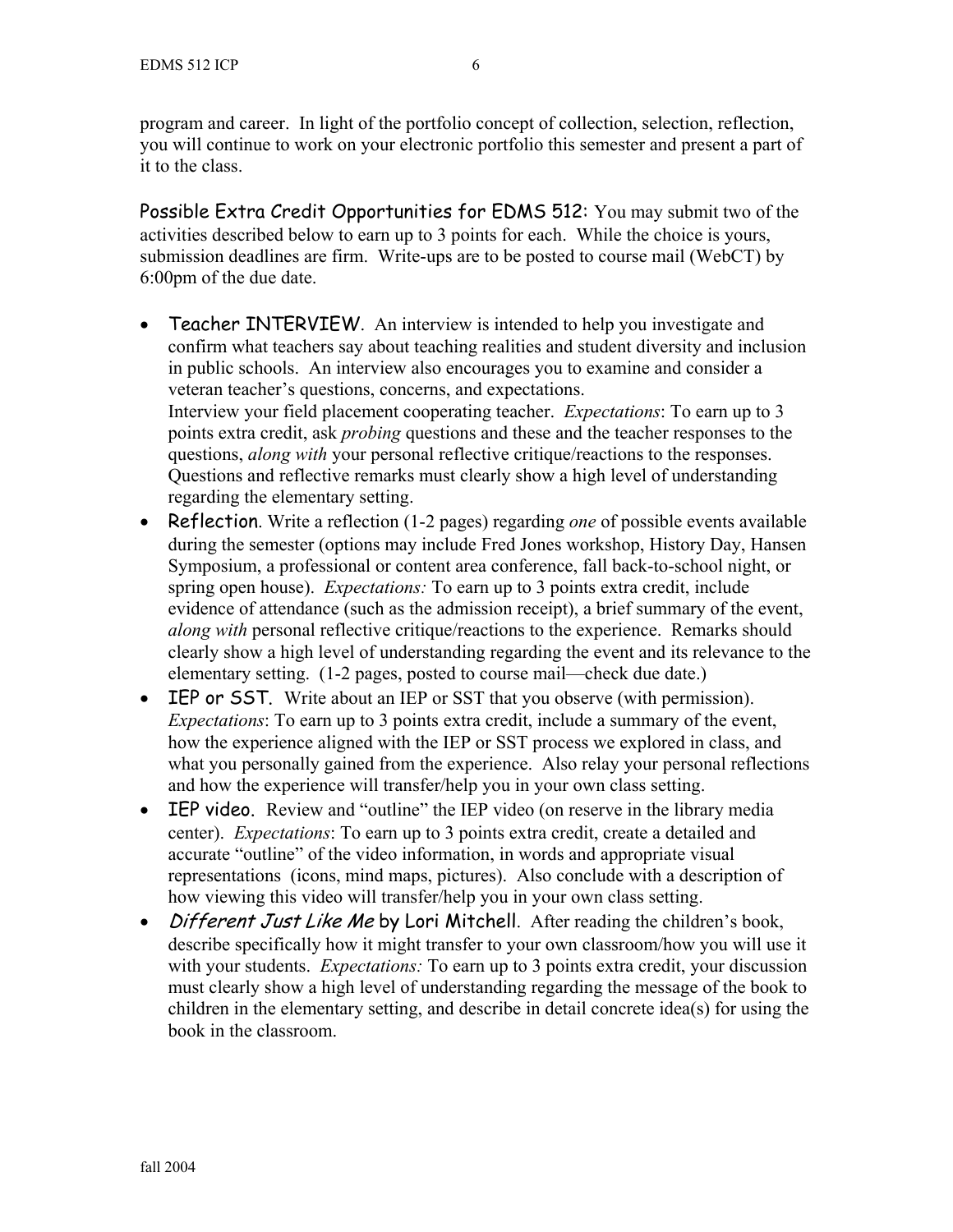program and career. In light of the portfolio concept of collection, selection, reflection, you will continue to work on your electronic portfolio this semester and present a part of it to the class.

## Possible Extra Credit Opportunities for EDMS 512:

You may submit two of the activities described below to earn up to 3 points for each. While the choice is yours, submission deadlines are firm. Write-ups are to be posted to course mail (WebCT) by 6:00pm of the due date.

- **Teacher INTERVIEW**. An interview is intended to help you investigate and confirm what teachers say about teaching realities and student diversity and inclusion in public schools. An interview also encourages you to examine and consider a veteran teacher's questions, concerns, and expectations.
  Interview your field placement cooperating teacher. *Expectations*: To earn up to 3 points extra credit, ask *probing* questions and these and the teacher responses to the questions, *along with* your personal reflective critique/reactions to the responses. Questions and reflective remarks must clearly show a high level of understanding regarding the elementary setting.
- **Reflection**. Write a reflection (1-2 pages) regarding *one* of possible events available during the semester (options may include Fred Jones workshop, History Day, Hansen Symposium, a professional or content area conference, fall back-to-school night, or spring open house). *Expectations:* To earn up to 3 points extra credit, include evidence of attendance (such as the admission receipt), a brief summary of the event, *along with* personal reflective critique/reactions to the experience. Remarks should clearly show a high level of understanding regarding the event and its relevance to the elementary setting. (1-2 pages, posted to course mail—check due date.)
- **IEP or SST.** Write about an IEP or SST that you observe (with permission). *Expectations*: To earn up to 3 points extra credit, include a summary of the event, how the experience aligned with the IEP or SST process we explored in class, and what you personally gained from the experience. Also relay your personal reflections and how the experience will transfer/help you in your own class setting.
- **IEP video.** Review and "outline" the IEP video (on reserve in the library media center). *Expectations*: To earn up to 3 points extra credit, create a detailed and accurate "outline" of the video information, in words and appropriate visual representations (icons, mind maps, pictures). Also conclude with a description of how viewing this video will transfer/help you in your own class setting.
- ***Different Just Like Me* by Lori Mitchell**. After reading the children's book, describe specifically how it might transfer to your own classroom/how you will use it with your students. *Expectations:* To earn up to 3 points extra credit, your discussion must clearly show a high level of understanding regarding the message of the book to children in the elementary setting, and describe in detail concrete idea(s) for using the book in the classroom.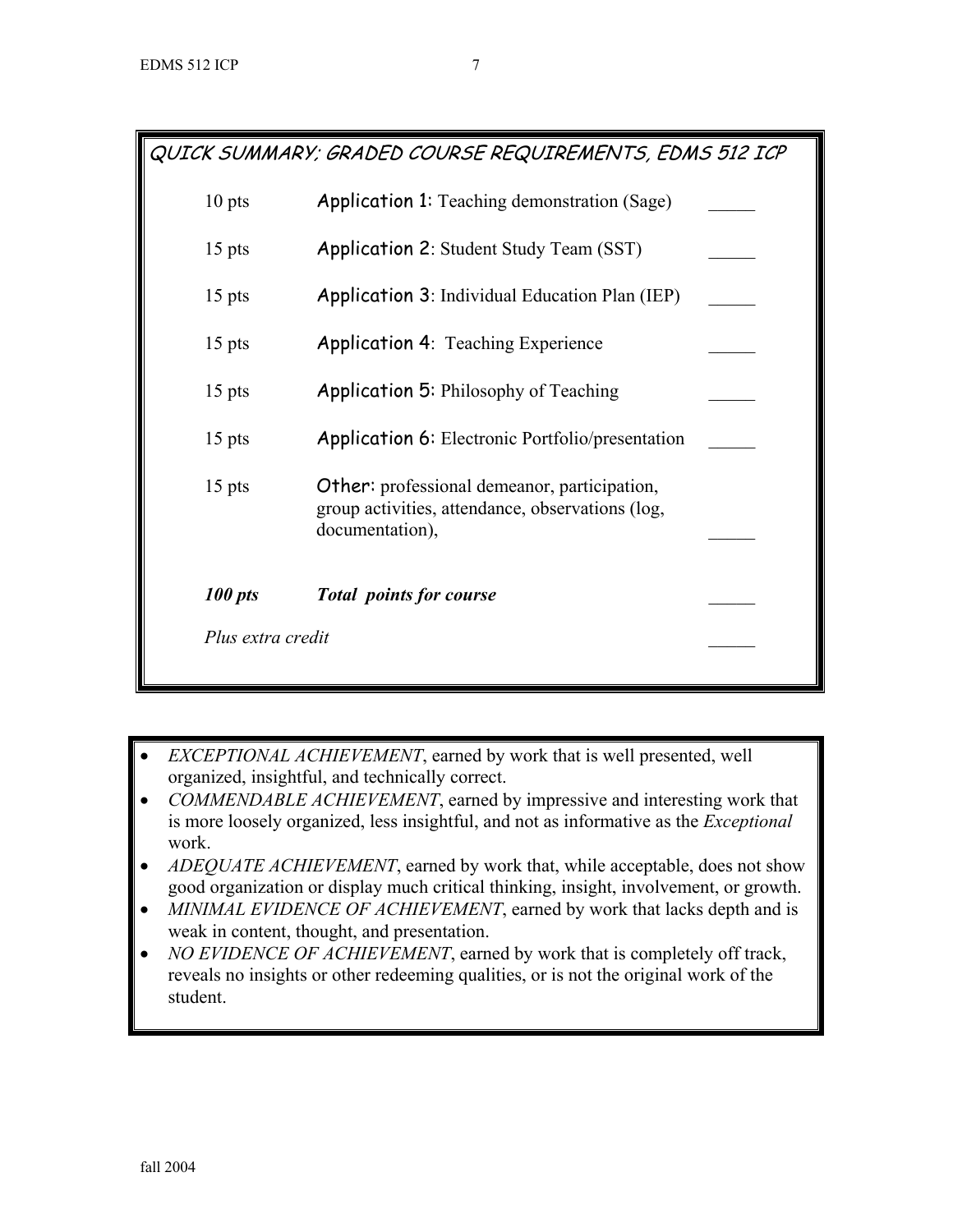## QUICK SUMMARY; GRADED COURSE REQUIREMENTS, EDMS 512 ICP

| Points | Requirement | Score |
|---|---|---|
| 10 pts | **Application 1:** Teaching demonstration (Sage) | _____ |
| 15 pts | **Application 2**: Student Study Team (SST) | _____ |
| 15 pts | **Application 3**: Individual Education Plan (IEP) | _____ |
| 15 pts | **Application 4**: Teaching Experience | _____ |
| 15 pts | **Application 5:** Philosophy of Teaching | _____ |
| 15 pts | **Application 6:** Electronic Portfolio/presentation | _____ |
| 15 pts | **Other:** professional demeanor, participation, group activities, attendance, observations (log, documentation), | _____ |
| ***100 pts*** | ***Total points for course*** | _____ |
| *Plus extra credit* | | _____ |

- *EXCEPTIONAL ACHIEVEMENT*, earned by work that is well presented, well organized, insightful, and technically correct.
- *COMMENDABLE ACHIEVEMENT*, earned by impressive and interesting work that is more loosely organized, less insightful, and not as informative as the *Exceptional* work.
- *ADEQUATE ACHIEVEMENT*, earned by work that, while acceptable, does not show good organization or display much critical thinking, insight, involvement, or growth.
- *MINIMAL EVIDENCE OF ACHIEVEMENT*, earned by work that lacks depth and is weak in content, thought, and presentation.
- *NO EVIDENCE OF ACHIEVEMENT*, earned by work that is completely off track, reveals no insights or other redeeming qualities, or is not the original work of the student.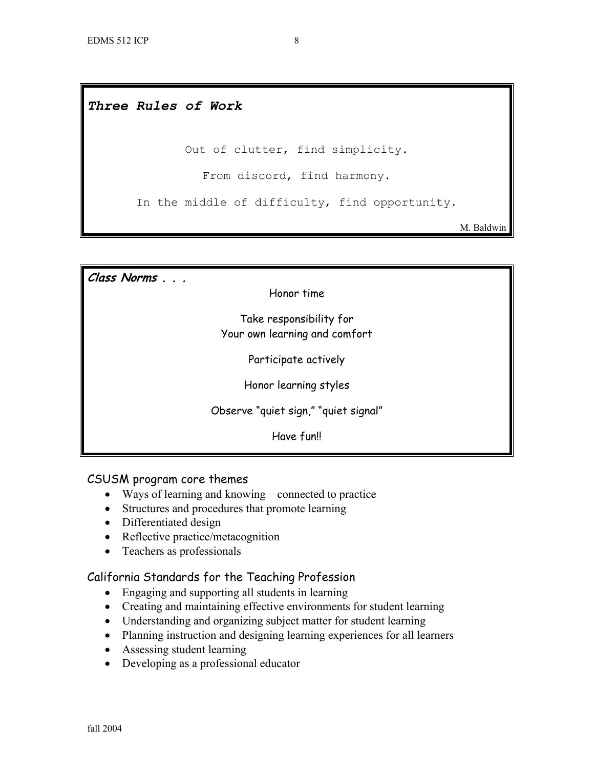***Three Rules of Work***

Out of clutter, find simplicity.

From discord, find harmony.

In the middle of difficulty, find opportunity.

M. Baldwin

***Class Norms . . .***

Honor time

Take responsibility for
Your own learning and comfort

Participate actively

Honor learning styles

Observe "quiet sign," "quiet signal"

Have fun!!

## CSUSM program core themes

- Ways of learning and knowing—connected to practice
- Structures and procedures that promote learning
- Differentiated design
- Reflective practice/metacognition
- Teachers as professionals

## California Standards for the Teaching Profession

- Engaging and supporting all students in learning
- Creating and maintaining effective environments for student learning
- Understanding and organizing subject matter for student learning
- Planning instruction and designing learning experiences for all learners
- Assessing student learning
- Developing as a professional educator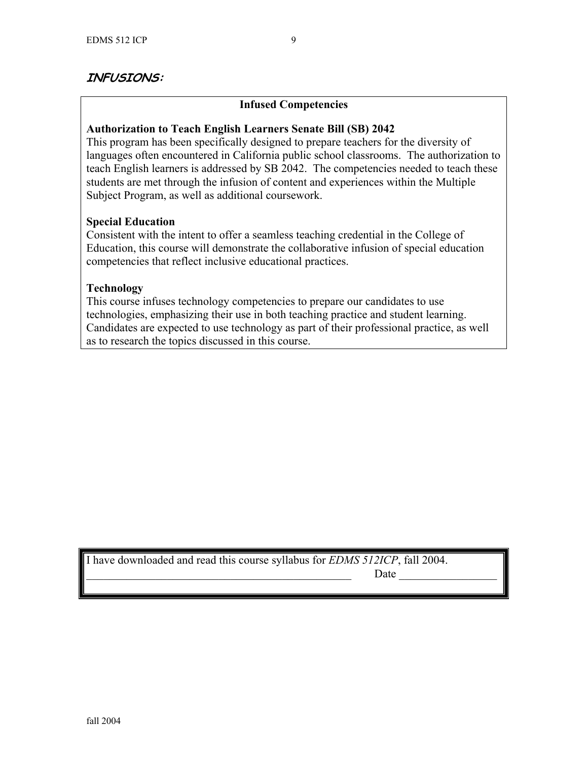## INFUSIONS:

### Infused Competencies

**Authorization to Teach English Learners Senate Bill (SB) 2042**
This program has been specifically designed to prepare teachers for the diversity of languages often encountered in California public school classrooms. The authorization to teach English learners is addressed by SB 2042. The competencies needed to teach these students are met through the infusion of content and experiences within the Multiple Subject Program, as well as additional coursework.

**Special Education**
Consistent with the intent to offer a seamless teaching credential in the College of Education, this course will demonstrate the collaborative infusion of special education competencies that reflect inclusive educational practices.

**Technology**
This course infuses technology competencies to prepare our candidates to use technologies, emphasizing their use in both teaching practice and student learning. Candidates are expected to use technology as part of their professional practice, as well as to research the topics discussed in this course.

I have downloaded and read this course syllabus for *EDMS 512ICP*, fall 2004.
_________________________________________________ Date _________________